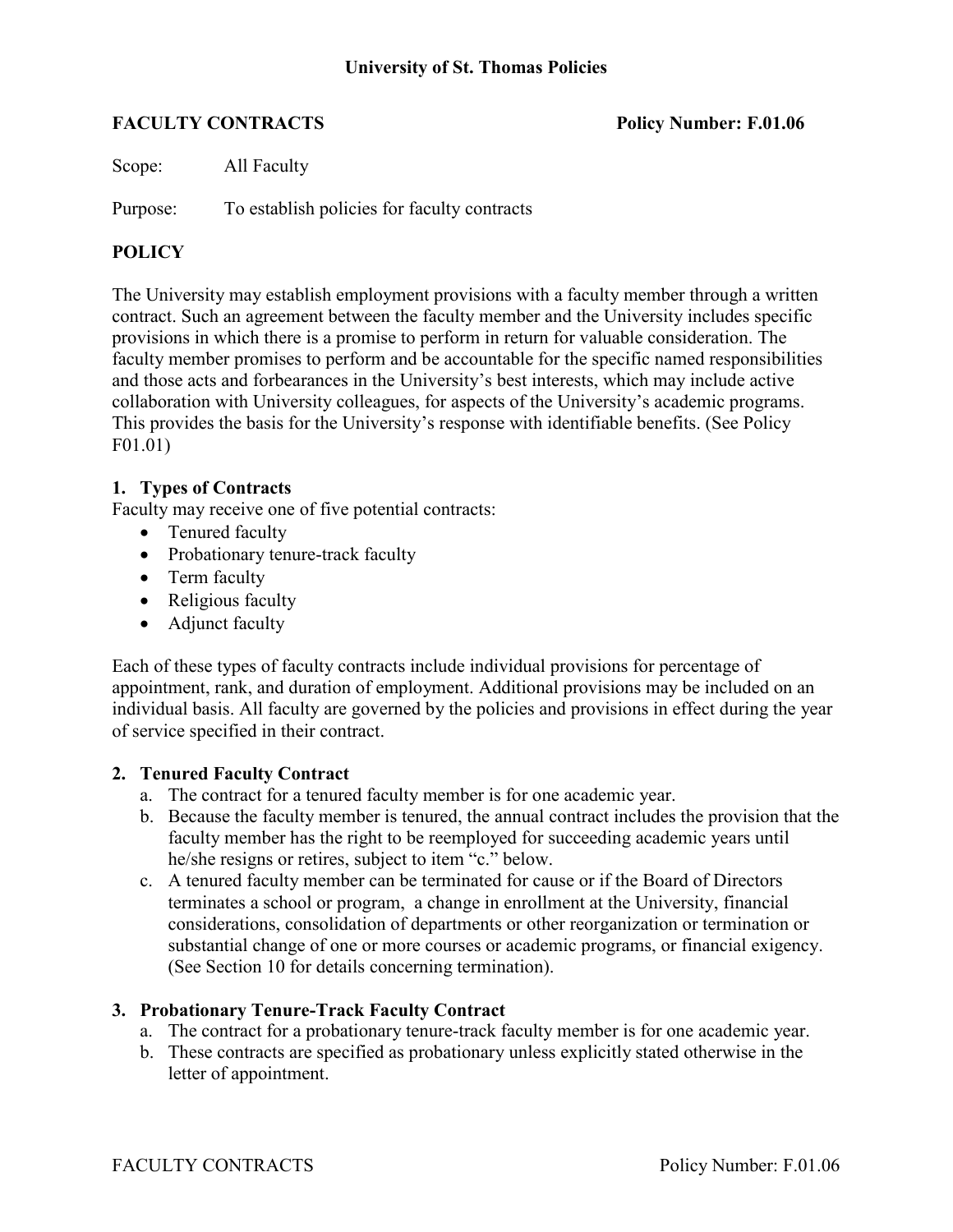**University of St. Thomas Policies**

**FACULTY CONTRACTS** **Policy Number: F.01.06**

Scope: All Faculty

Purpose: To establish policies for faculty contracts

## POLICY

The University may establish employment provisions with a faculty member through a written contract. Such an agreement between the faculty member and the University includes specific provisions in which there is a promise to perform in return for valuable consideration. The faculty member promises to perform and be accountable for the specific named responsibilities and those acts and forbearances in the University's best interests, which may include active collaboration with University colleagues, for aspects of the University's academic programs. This provides the basis for the University's response with identifiable benefits. (See Policy F01.01)

### 1. Types of Contracts

Faculty may receive one of five potential contracts:

- Tenured faculty
- Probationary tenure-track faculty
- Term faculty
- Religious faculty
- Adjunct faculty

Each of these types of faculty contracts include individual provisions for percentage of appointment, rank, and duration of employment. Additional provisions may be included on an individual basis. All faculty are governed by the policies and provisions in effect during the year of service specified in their contract.

### 2. Tenured Faculty Contract

a. The contract for a tenured faculty member is for one academic year.

b. Because the faculty member is tenured, the annual contract includes the provision that the faculty member has the right to be reemployed for succeeding academic years until he/she resigns or retires, subject to item "c." below.

c. A tenured faculty member can be terminated for cause or if the Board of Directors terminates a school or program, a change in enrollment at the University, financial considerations, consolidation of departments or other reorganization or termination or substantial change of one or more courses or academic programs, or financial exigency. (See Section 10 for details concerning termination).

### 3. Probationary Tenure-Track Faculty Contract

a. The contract for a probationary tenure-track faculty member is for one academic year.

b. These contracts are specified as probationary unless explicitly stated otherwise in the letter of appointment.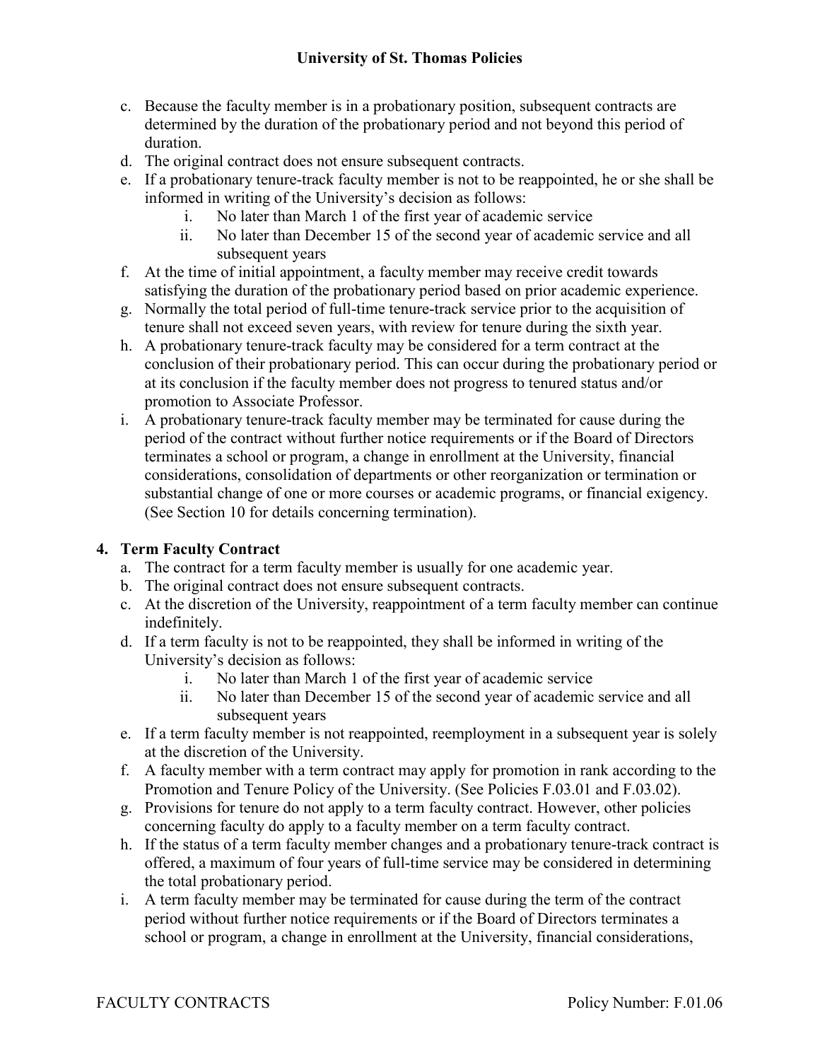c. Because the faculty member is in a probationary position, subsequent contracts are determined by the duration of the probationary period and not beyond this period of duration.
d. The original contract does not ensure subsequent contracts.
e. If a probationary tenure-track faculty member is not to be reappointed, he or she shall be informed in writing of the University's decision as follows:
    i. No later than March 1 of the first year of academic service
    ii. No later than December 15 of the second year of academic service and all subsequent years
f. At the time of initial appointment, a faculty member may receive credit towards satisfying the duration of the probationary period based on prior academic experience.
g. Normally the total period of full-time tenure-track service prior to the acquisition of tenure shall not exceed seven years, with review for tenure during the sixth year.
h. A probationary tenure-track faculty may be considered for a term contract at the conclusion of their probationary period. This can occur during the probationary period or at its conclusion if the faculty member does not progress to tenured status and/or promotion to Associate Professor.
i. A probationary tenure-track faculty member may be terminated for cause during the period of the contract without further notice requirements or if the Board of Directors terminates a school or program, a change in enrollment at the University, financial considerations, consolidation of departments or other reorganization or termination or substantial change of one or more courses or academic programs, or financial exigency. (See Section 10 for details concerning termination).

## 4. Term Faculty Contract

a. The contract for a term faculty member is usually for one academic year.
b. The original contract does not ensure subsequent contracts.
c. At the discretion of the University, reappointment of a term faculty member can continue indefinitely.
d. If a term faculty is not to be reappointed, they shall be informed in writing of the University's decision as follows:
    i. No later than March 1 of the first year of academic service
    ii. No later than December 15 of the second year of academic service and all subsequent years
e. If a term faculty member is not reappointed, reemployment in a subsequent year is solely at the discretion of the University.
f. A faculty member with a term contract may apply for promotion in rank according to the Promotion and Tenure Policy of the University. (See Policies F.03.01 and F.03.02).
g. Provisions for tenure do not apply to a term faculty contract. However, other policies concerning faculty do apply to a faculty member on a term faculty contract.
h. If the status of a term faculty member changes and a probationary tenure-track contract is offered, a maximum of four years of full-time service may be considered in determining the total probationary period.
i. A term faculty member may be terminated for cause during the term of the contract period without further notice requirements or if the Board of Directors terminates a school or program, a change in enrollment at the University, financial considerations,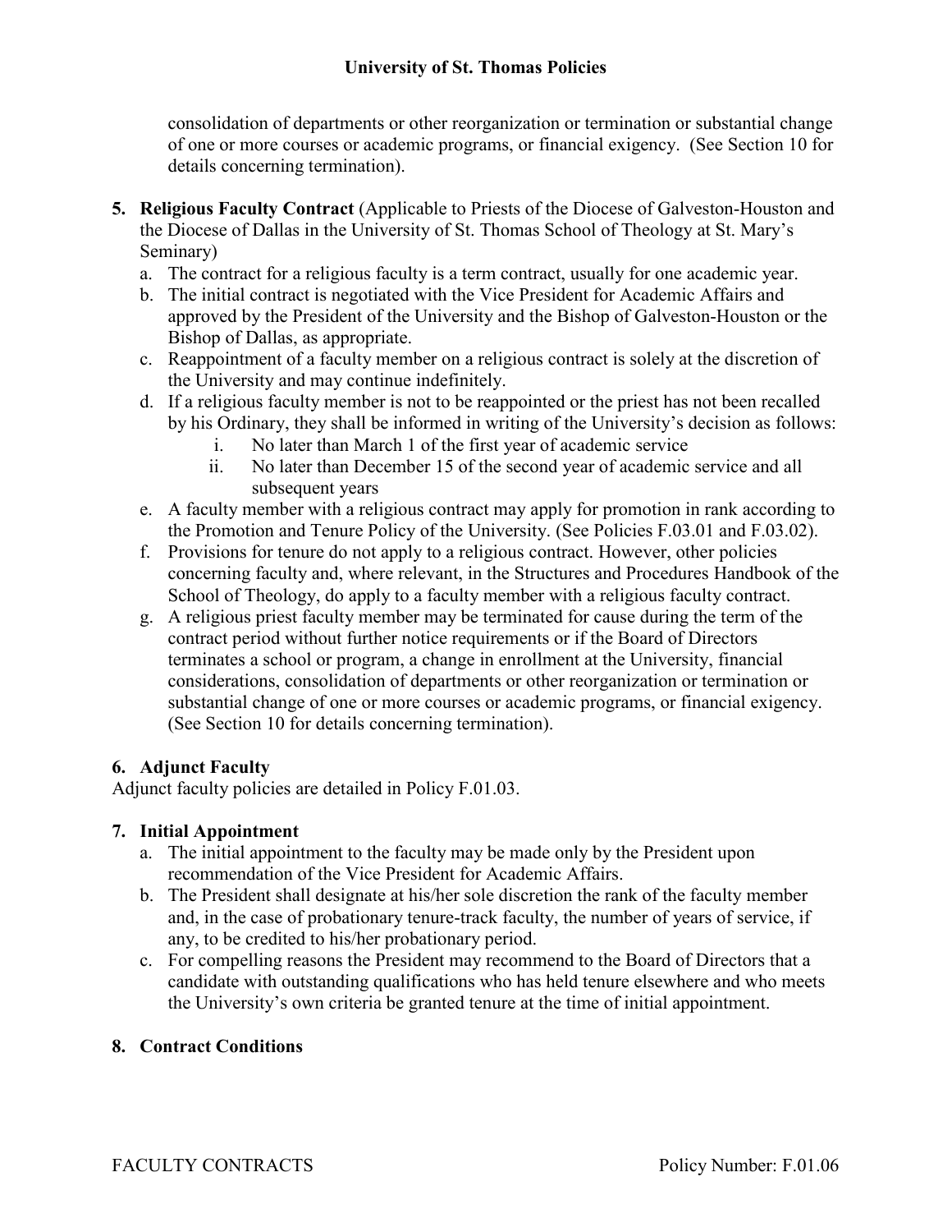consolidation of departments or other reorganization or termination or substantial change of one or more courses or academic programs, or financial exigency. (See Section 10 for details concerning termination).

5. **Religious Faculty Contract** (Applicable to Priests of the Diocese of Galveston-Houston and the Diocese of Dallas in the University of St. Thomas School of Theology at St. Mary's Seminary)
   a. The contract for a religious faculty is a term contract, usually for one academic year.
   b. The initial contract is negotiated with the Vice President for Academic Affairs and approved by the President of the University and the Bishop of Galveston-Houston or the Bishop of Dallas, as appropriate.
   c. Reappointment of a faculty member on a religious contract is solely at the discretion of the University and may continue indefinitely.
   d. If a religious faculty member is not to be reappointed or the priest has not been recalled by his Ordinary, they shall be informed in writing of the University's decision as follows:
      i. No later than March 1 of the first year of academic service
      ii. No later than December 15 of the second year of academic service and all subsequent years
   e. A faculty member with a religious contract may apply for promotion in rank according to the Promotion and Tenure Policy of the University. (See Policies F.03.01 and F.03.02).
   f. Provisions for tenure do not apply to a religious contract. However, other policies concerning faculty and, where relevant, in the Structures and Procedures Handbook of the School of Theology, do apply to a faculty member with a religious faculty contract.
   g. A religious priest faculty member may be terminated for cause during the term of the contract period without further notice requirements or if the Board of Directors terminates a school or program, a change in enrollment at the University, financial considerations, consolidation of departments or other reorganization or termination or substantial change of one or more courses or academic programs, or financial exigency. (See Section 10 for details concerning termination).

## 6. Adjunct Faculty

Adjunct faculty policies are detailed in Policy F.01.03.

## 7. Initial Appointment

a. The initial appointment to the faculty may be made only by the President upon recommendation of the Vice President for Academic Affairs.
b. The President shall designate at his/her sole discretion the rank of the faculty member and, in the case of probationary tenure-track faculty, the number of years of service, if any, to be credited to his/her probationary period.
c. For compelling reasons the President may recommend to the Board of Directors that a candidate with outstanding qualifications who has held tenure elsewhere and who meets the University's own criteria be granted tenure at the time of initial appointment.

## 8. Contract Conditions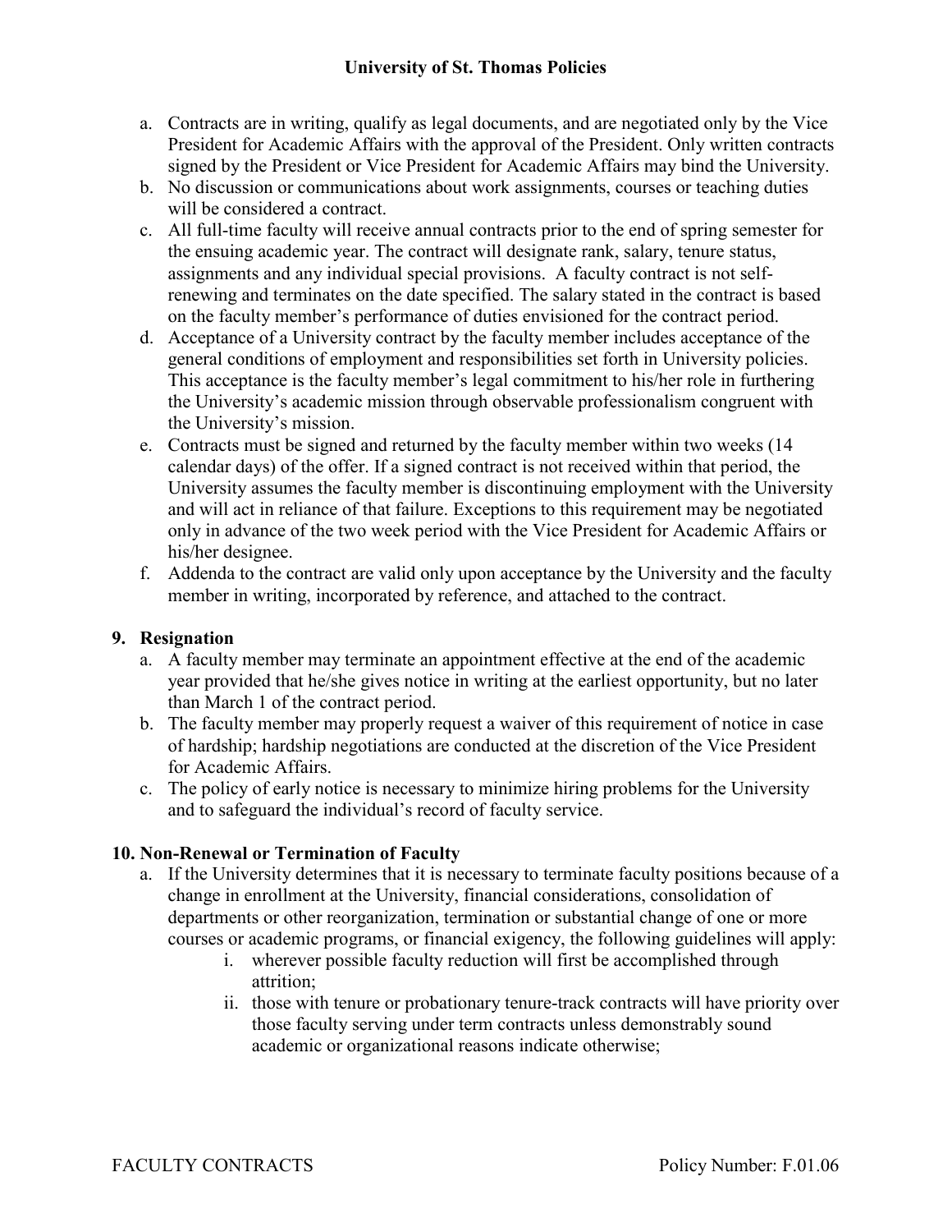a. Contracts are in writing, qualify as legal documents, and are negotiated only by the Vice President for Academic Affairs with the approval of the President. Only written contracts signed by the President or Vice President for Academic Affairs may bind the University.
b. No discussion or communications about work assignments, courses or teaching duties will be considered a contract.
c. All full-time faculty will receive annual contracts prior to the end of spring semester for the ensuing academic year. The contract will designate rank, salary, tenure status, assignments and any individual special provisions. A faculty contract is not self-renewing and terminates on the date specified. The salary stated in the contract is based on the faculty member's performance of duties envisioned for the contract period.
d. Acceptance of a University contract by the faculty member includes acceptance of the general conditions of employment and responsibilities set forth in University policies. This acceptance is the faculty member's legal commitment to his/her role in furthering the University's academic mission through observable professionalism congruent with the University's mission.
e. Contracts must be signed and returned by the faculty member within two weeks (14 calendar days) of the offer. If a signed contract is not received within that period, the University assumes the faculty member is discontinuing employment with the University and will act in reliance of that failure. Exceptions to this requirement may be negotiated only in advance of the two week period with the Vice President for Academic Affairs or his/her designee.
f. Addenda to the contract are valid only upon acceptance by the University and the faculty member in writing, incorporated by reference, and attached to the contract.

## 9. Resignation

a. A faculty member may terminate an appointment effective at the end of the academic year provided that he/she gives notice in writing at the earliest opportunity, but no later than March 1 of the contract period.
b. The faculty member may properly request a waiver of this requirement of notice in case of hardship; hardship negotiations are conducted at the discretion of the Vice President for Academic Affairs.
c. The policy of early notice is necessary to minimize hiring problems for the University and to safeguard the individual's record of faculty service.

## 10. Non-Renewal or Termination of Faculty

a. If the University determines that it is necessary to terminate faculty positions because of a change in enrollment at the University, financial considerations, consolidation of departments or other reorganization, termination or substantial change of one or more courses or academic programs, or financial exigency, the following guidelines will apply:
    i. wherever possible faculty reduction will first be accomplished through attrition;
    ii. those with tenure or probationary tenure-track contracts will have priority over those faculty serving under term contracts unless demonstrably sound academic or organizational reasons indicate otherwise;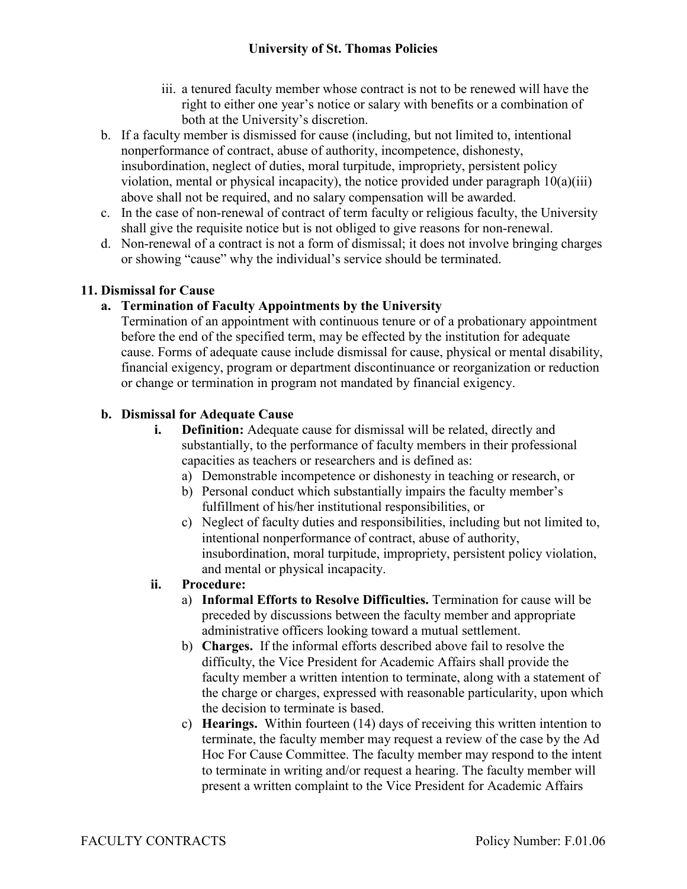iii. a tenured faculty member whose contract is not to be renewed will have the right to either one year's notice or salary with benefits or a combination of both at the University's discretion.

b. If a faculty member is dismissed for cause (including, but not limited to, intentional nonperformance of contract, abuse of authority, incompetence, dishonesty, insubordination, neglect of duties, moral turpitude, impropriety, persistent policy violation, mental or physical incapacity), the notice provided under paragraph 10(a)(iii) above shall not be required, and no salary compensation will be awarded.

c. In the case of non-renewal of contract of term faculty or religious faculty, the University shall give the requisite notice but is not obliged to give reasons for non-renewal.

d. Non-renewal of a contract is not a form of dismissal; it does not involve bringing charges or showing "cause" why the individual's service should be terminated.

## 11. Dismissal for Cause

### a. Termination of Faculty Appointments by the University

Termination of an appointment with continuous tenure or of a probationary appointment before the end of the specified term, may be effected by the institution for adequate cause. Forms of adequate cause include dismissal for cause, physical or mental disability, financial exigency, program or department discontinuance or reorganization or reduction or change or termination in program not mandated by financial exigency.

### b. Dismissal for Adequate Cause

i. **Definition:** Adequate cause for dismissal will be related, directly and substantially, to the performance of faculty members in their professional capacities as teachers or researchers and is defined as:

a) Demonstrable incompetence or dishonesty in teaching or research, or

b) Personal conduct which substantially impairs the faculty member's fulfillment of his/her institutional responsibilities, or

c) Neglect of faculty duties and responsibilities, including but not limited to, intentional nonperformance of contract, abuse of authority, insubordination, moral turpitude, impropriety, persistent policy violation, and mental or physical incapacity.

ii. **Procedure:**

a) **Informal Efforts to Resolve Difficulties.** Termination for cause will be preceded by discussions between the faculty member and appropriate administrative officers looking toward a mutual settlement.

b) **Charges.** If the informal efforts described above fail to resolve the difficulty, the Vice President for Academic Affairs shall provide the faculty member a written intention to terminate, along with a statement of the charge or charges, expressed with reasonable particularity, upon which the decision to terminate is based.

c) **Hearings.** Within fourteen (14) days of receiving this written intention to terminate, the faculty member may request a review of the case by the Ad Hoc For Cause Committee. The faculty member may respond to the intent to terminate in writing and/or request a hearing. The faculty member will present a written complaint to the Vice President for Academic Affairs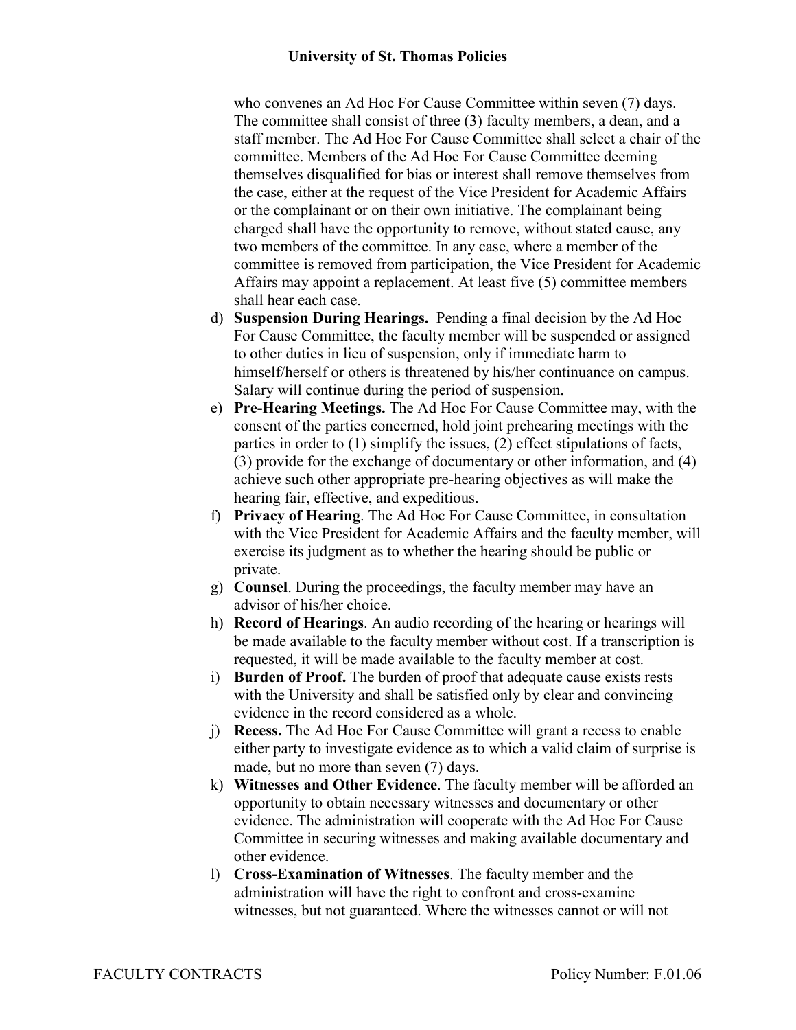who convenes an Ad Hoc For Cause Committee within seven (7) days. The committee shall consist of three (3) faculty members, a dean, and a staff member. The Ad Hoc For Cause Committee shall select a chair of the committee. Members of the Ad Hoc For Cause Committee deeming themselves disqualified for bias or interest shall remove themselves from the case, either at the request of the Vice President for Academic Affairs or the complainant or on their own initiative. The complainant being charged shall have the opportunity to remove, without stated cause, any two members of the committee. In any case, where a member of the committee is removed from participation, the Vice President for Academic Affairs may appoint a replacement. At least five (5) committee members shall hear each case.

d) **Suspension During Hearings.** Pending a final decision by the Ad Hoc For Cause Committee, the faculty member will be suspended or assigned to other duties in lieu of suspension, only if immediate harm to himself/herself or others is threatened by his/her continuance on campus. Salary will continue during the period of suspension.

e) **Pre-Hearing Meetings.** The Ad Hoc For Cause Committee may, with the consent of the parties concerned, hold joint prehearing meetings with the parties in order to (1) simplify the issues, (2) effect stipulations of facts, (3) provide for the exchange of documentary or other information, and (4) achieve such other appropriate pre-hearing objectives as will make the hearing fair, effective, and expeditious.

f) **Privacy of Hearing**. The Ad Hoc For Cause Committee, in consultation with the Vice President for Academic Affairs and the faculty member, will exercise its judgment as to whether the hearing should be public or private.

g) **Counsel**. During the proceedings, the faculty member may have an advisor of his/her choice.

h) **Record of Hearings**. An audio recording of the hearing or hearings will be made available to the faculty member without cost. If a transcription is requested, it will be made available to the faculty member at cost.

i) **Burden of Proof.** The burden of proof that adequate cause exists rests with the University and shall be satisfied only by clear and convincing evidence in the record considered as a whole.

j) **Recess.** The Ad Hoc For Cause Committee will grant a recess to enable either party to investigate evidence as to which a valid claim of surprise is made, but no more than seven (7) days.

k) **Witnesses and Other Evidence**. The faculty member will be afforded an opportunity to obtain necessary witnesses and documentary or other evidence. The administration will cooperate with the Ad Hoc For Cause Committee in securing witnesses and making available documentary and other evidence.

l) **Cross-Examination of Witnesses**. The faculty member and the administration will have the right to confront and cross-examine witnesses, but not guaranteed. Where the witnesses cannot or will not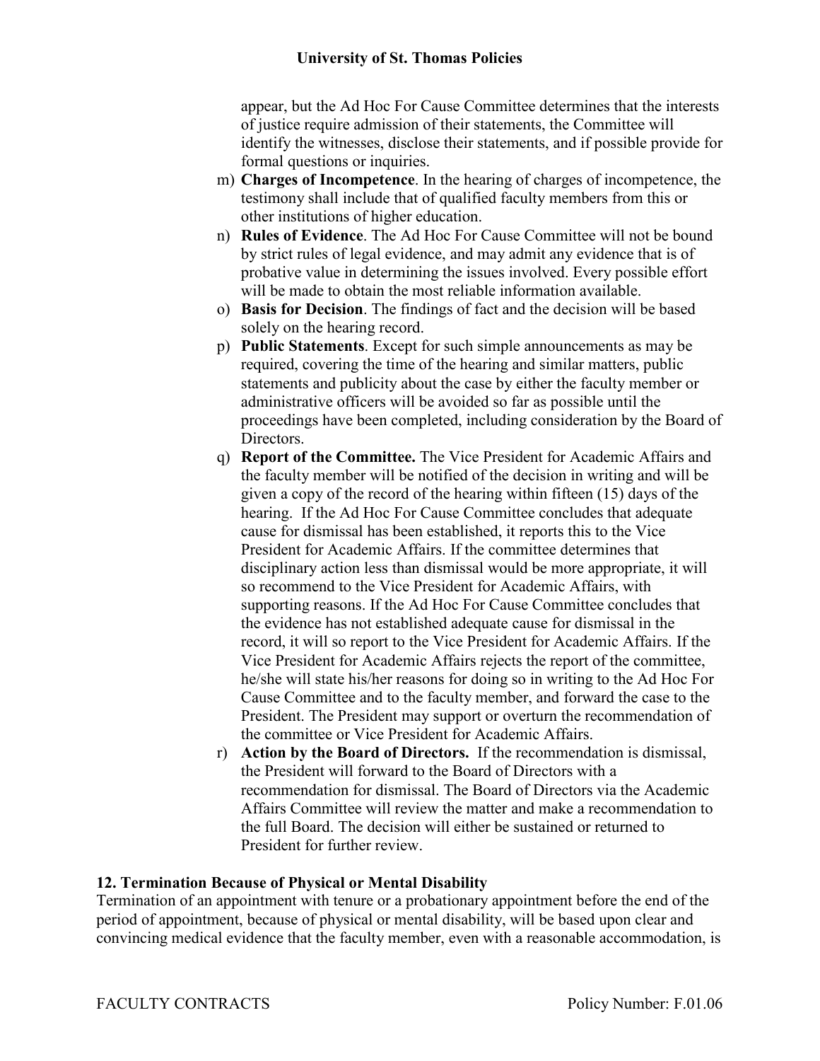appear, but the Ad Hoc For Cause Committee determines that the interests of justice require admission of their statements, the Committee will identify the witnesses, disclose their statements, and if possible provide for formal questions or inquiries.

m) **Charges of Incompetence**. In the hearing of charges of incompetence, the testimony shall include that of qualified faculty members from this or other institutions of higher education.

n) **Rules of Evidence**. The Ad Hoc For Cause Committee will not be bound by strict rules of legal evidence, and may admit any evidence that is of probative value in determining the issues involved. Every possible effort will be made to obtain the most reliable information available.

o) **Basis for Decision**. The findings of fact and the decision will be based solely on the hearing record.

p) **Public Statements**. Except for such simple announcements as may be required, covering the time of the hearing and similar matters, public statements and publicity about the case by either the faculty member or administrative officers will be avoided so far as possible until the proceedings have been completed, including consideration by the Board of Directors.

q) **Report of the Committee.** The Vice President for Academic Affairs and the faculty member will be notified of the decision in writing and will be given a copy of the record of the hearing within fifteen (15) days of the hearing. If the Ad Hoc For Cause Committee concludes that adequate cause for dismissal has been established, it reports this to the Vice President for Academic Affairs. If the committee determines that disciplinary action less than dismissal would be more appropriate, it will so recommend to the Vice President for Academic Affairs, with supporting reasons. If the Ad Hoc For Cause Committee concludes that the evidence has not established adequate cause for dismissal in the record, it will so report to the Vice President for Academic Affairs. If the Vice President for Academic Affairs rejects the report of the committee, he/she will state his/her reasons for doing so in writing to the Ad Hoc For Cause Committee and to the faculty member, and forward the case to the President. The President may support or overturn the recommendation of the committee or Vice President for Academic Affairs.

r) **Action by the Board of Directors.** If the recommendation is dismissal, the President will forward to the Board of Directors with a recommendation for dismissal. The Board of Directors via the Academic Affairs Committee will review the matter and make a recommendation to the full Board. The decision will either be sustained or returned to President for further review.

## 12. Termination Because of Physical or Mental Disability

Termination of an appointment with tenure or a probationary appointment before the end of the period of appointment, because of physical or mental disability, will be based upon clear and convincing medical evidence that the faculty member, even with a reasonable accommodation, is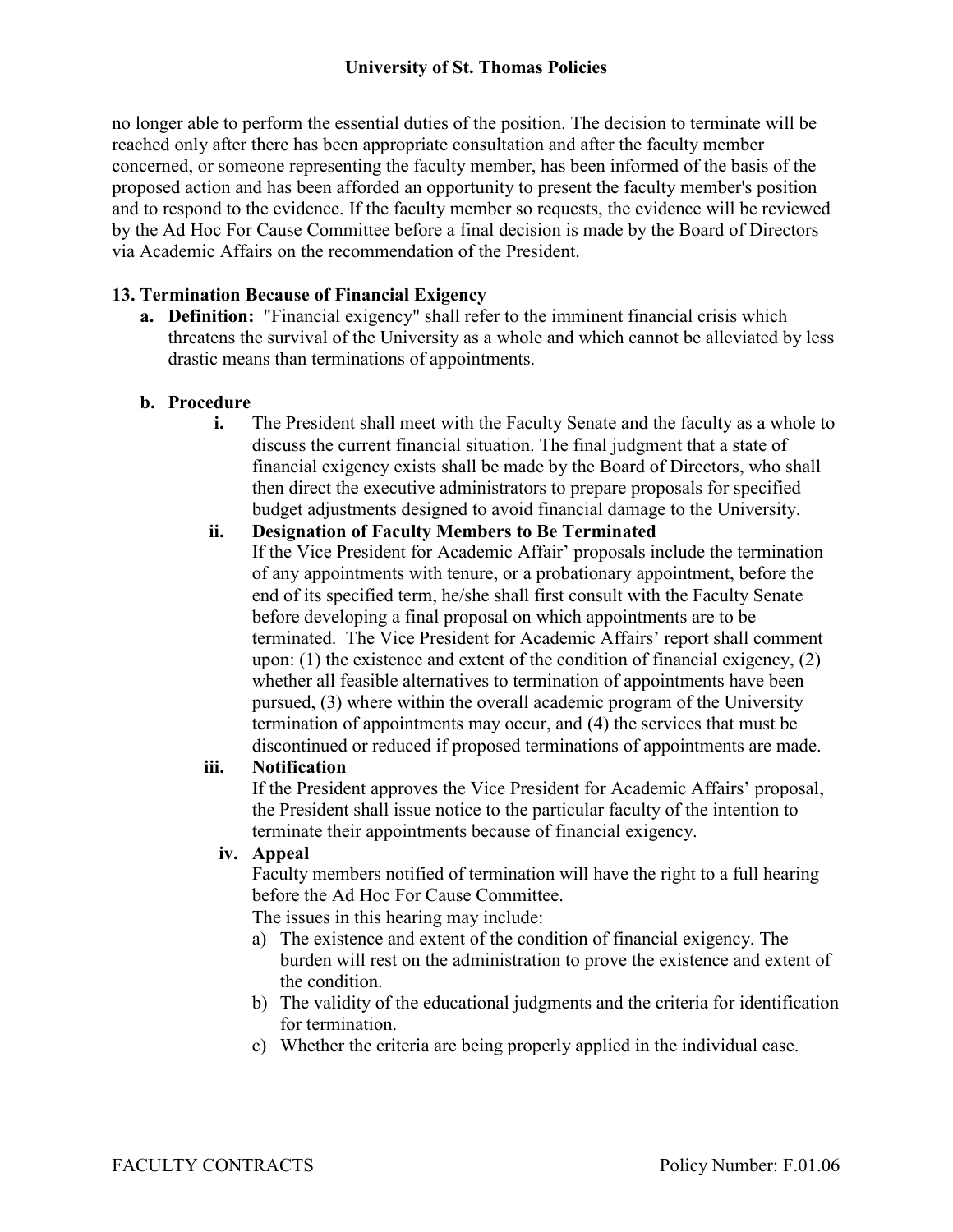no longer able to perform the essential duties of the position. The decision to terminate will be reached only after there has been appropriate consultation and after the faculty member concerned, or someone representing the faculty member, has been informed of the basis of the proposed action and has been afforded an opportunity to present the faculty member's position and to respond to the evidence. If the faculty member so requests, the evidence will be reviewed by the Ad Hoc For Cause Committee before a final decision is made by the Board of Directors via Academic Affairs on the recommendation of the President.

**13. Termination Because of Financial Exigency**

- **a. Definition:** "Financial exigency" shall refer to the imminent financial crisis which threatens the survival of the University as a whole and which cannot be alleviated by less drastic means than terminations of appointments.

- **b. Procedure**
  - **i.** The President shall meet with the Faculty Senate and the faculty as a whole to discuss the current financial situation. The final judgment that a state of financial exigency exists shall be made by the Board of Directors, who shall then direct the executive administrators to prepare proposals for specified budget adjustments designed to avoid financial damage to the University.
  - **ii. Designation of Faculty Members to Be Terminated**
    If the Vice President for Academic Affair' proposals include the termination of any appointments with tenure, or a probationary appointment, before the end of its specified term, he/she shall first consult with the Faculty Senate before developing a final proposal on which appointments are to be terminated. The Vice President for Academic Affairs' report shall comment upon: (1) the existence and extent of the condition of financial exigency, (2) whether all feasible alternatives to termination of appointments have been pursued, (3) where within the overall academic program of the University termination of appointments may occur, and (4) the services that must be discontinued or reduced if proposed terminations of appointments are made.
  - **iii. Notification**
    If the President approves the Vice President for Academic Affairs' proposal, the President shall issue notice to the particular faculty of the intention to terminate their appointments because of financial exigency.
  - **iv. Appeal**
    Faculty members notified of termination will have the right to a full hearing before the Ad Hoc For Cause Committee.
    The issues in this hearing may include:
    - a) The existence and extent of the condition of financial exigency. The burden will rest on the administration to prove the existence and extent of the condition.
    - b) The validity of the educational judgments and the criteria for identification for termination.
    - c) Whether the criteria are being properly applied in the individual case.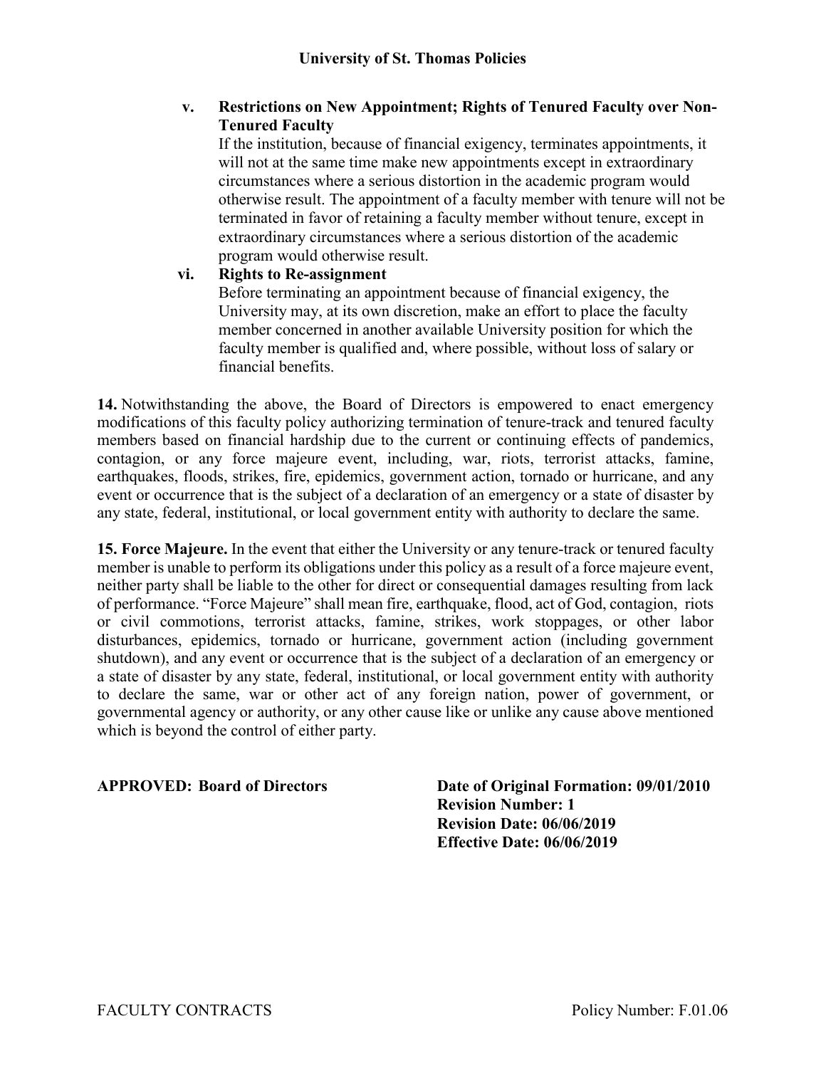v. **Restrictions on New Appointment; Rights of Tenured Faculty over Non-Tenured Faculty**

If the institution, because of financial exigency, terminates appointments, it will not at the same time make new appointments except in extraordinary circumstances where a serious distortion in the academic program would otherwise result. The appointment of a faculty member with tenure will not be terminated in favor of retaining a faculty member without tenure, except in extraordinary circumstances where a serious distortion of the academic program would otherwise result.

vi. **Rights to Re-assignment**

Before terminating an appointment because of financial exigency, the University may, at its own discretion, make an effort to place the faculty member concerned in another available University position for which the faculty member is qualified and, where possible, without loss of salary or financial benefits.

**14.** Notwithstanding the above, the Board of Directors is empowered to enact emergency modifications of this faculty policy authorizing termination of tenure-track and tenured faculty members based on financial hardship due to the current or continuing effects of pandemics, contagion, or any force majeure event, including, war, riots, terrorist attacks, famine, earthquakes, floods, strikes, fire, epidemics, government action, tornado or hurricane, and any event or occurrence that is the subject of a declaration of an emergency or a state of disaster by any state, federal, institutional, or local government entity with authority to declare the same.

**15. Force Majeure.** In the event that either the University or any tenure-track or tenured faculty member is unable to perform its obligations under this policy as a result of a force majeure event, neither party shall be liable to the other for direct or consequential damages resulting from lack of performance. "Force Majeure" shall mean fire, earthquake, flood, act of God, contagion, riots or civil commotions, terrorist attacks, famine, strikes, work stoppages, or other labor disturbances, epidemics, tornado or hurricane, government action (including government shutdown), and any event or occurrence that is the subject of a declaration of an emergency or a state of disaster by any state, federal, institutional, or local government entity with authority to declare the same, war or other act of any foreign nation, power of government, or governmental agency or authority, or any other cause like or unlike any cause above mentioned which is beyond the control of either party.

**APPROVED: Board of Directors**

**Date of Original Formation: 09/01/2010**
**Revision Number: 1**
**Revision Date: 06/06/2019**
**Effective Date: 06/06/2019**